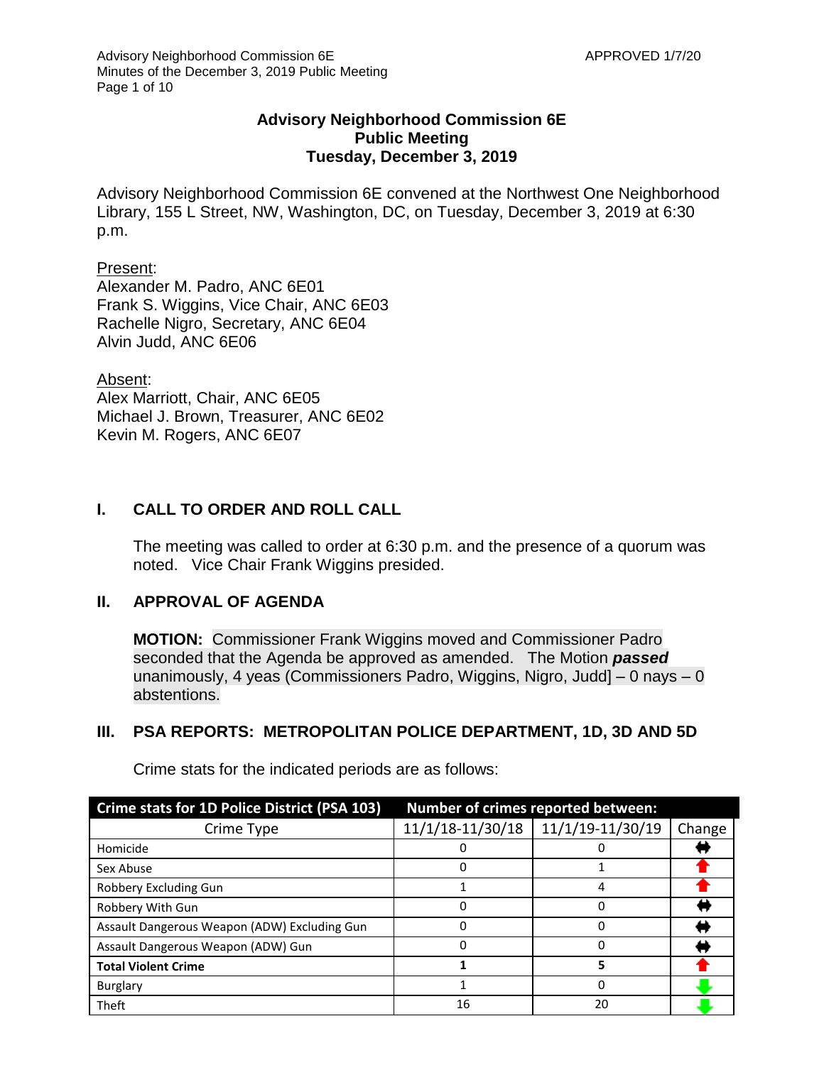# Advisory Neighborhood Commission 6E
## Public Meeting
## Tuesday, December 3, 2019

Advisory Neighborhood Commission 6E convened at the Northwest One Neighborhood Library, 155 L Street, NW, Washington, DC, on Tuesday, December 3, 2019 at 6:30 p.m.

Present:
Alexander M. Padro, ANC 6E01
Frank S. Wiggins, Vice Chair, ANC 6E03
Rachelle Nigro, Secretary, ANC 6E04
Alvin Judd, ANC 6E06

Absent:
Alex Marriott, Chair, ANC 6E05
Michael J. Brown, Treasurer, ANC 6E02
Kevin M. Rogers, ANC 6E07

## I. CALL TO ORDER AND ROLL CALL

The meeting was called to order at 6:30 p.m. and the presence of a quorum was noted. Vice Chair Frank Wiggins presided.

## II. APPROVAL OF AGENDA

**MOTION:** Commissioner Frank Wiggins moved and Commissioner Padro seconded that the Agenda be approved as amended. The Motion ***passed*** unanimously, 4 yeas (Commissioners Padro, Wiggins, Nigro, Judd] – 0 nays – 0 abstentions.

## III. PSA REPORTS: METROPOLITAN POLICE DEPARTMENT, 1D, 3D AND 5D

Crime stats for the indicated periods are as follows:

| Crime stats for 1D Police District (PSA 103) | Number of crimes reported between: | | |
|---|---|---|---|
| Crime Type | 11/1/18-11/30/18 | 11/1/19-11/30/19 | Change |
| Homicide | 0 | 0 | ⬌ |
| Sex Abuse | 0 | 1 | ⬆ |
| Robbery Excluding Gun | 1 | 4 | ⬆ |
| Robbery With Gun | 0 | 0 | ⬌ |
| Assault Dangerous Weapon (ADW) Excluding Gun | 0 | 0 | ⬌ |
| Assault Dangerous Weapon (ADW) Gun | 0 | 0 | ⬌ |
| **Total Violent Crime** | **1** | **5** | ⬆ |
| Burglary | 1 | 0 | ⬇ |
| Theft | 16 | 20 | ⬇ |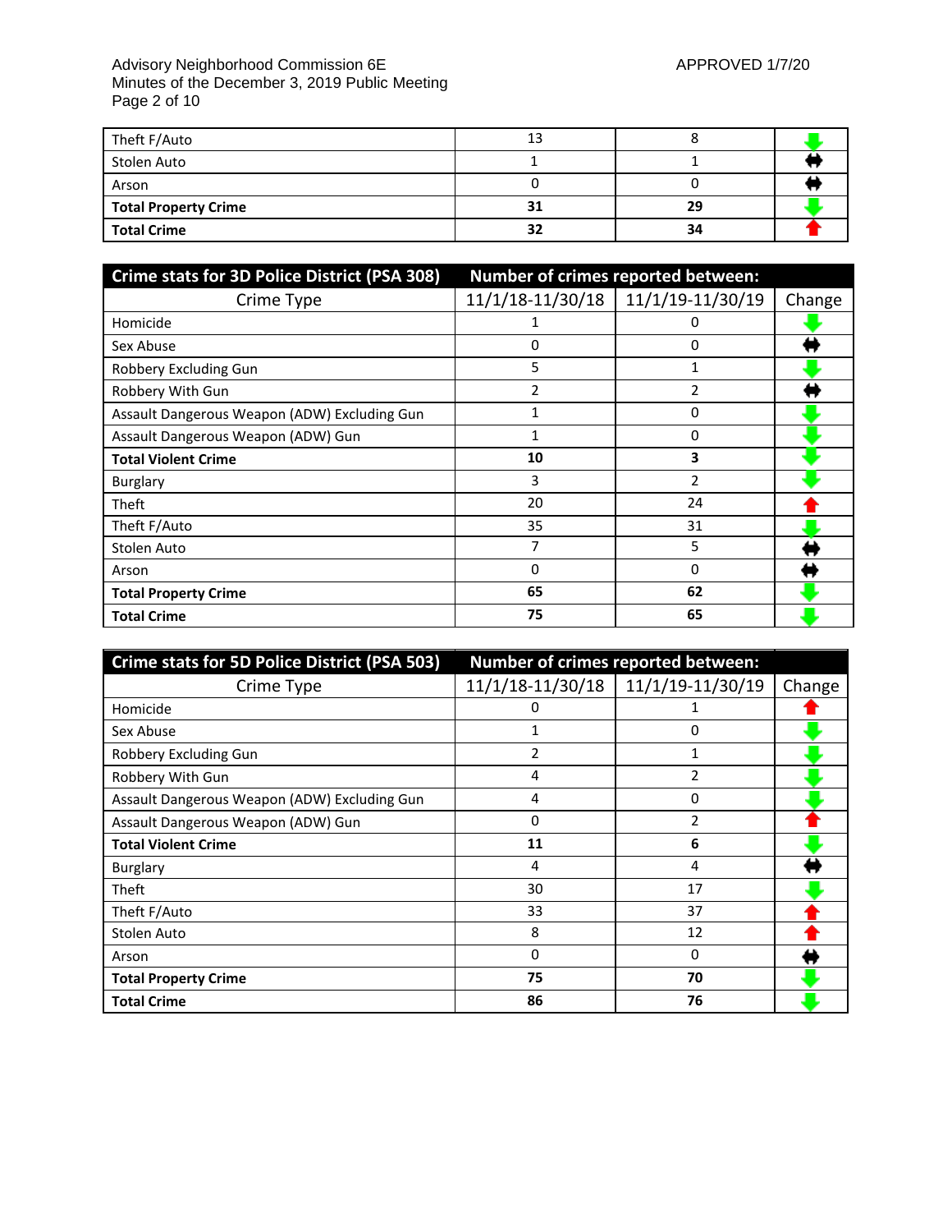| Theft F/Auto | 13 | 8 | ↓ |
|---|---|---|---|
| Stolen Auto | 1 | 1 | ↔ |
| Arson | 0 | 0 | ↔ |
| **Total Property Crime** | **31** | **29** | ↓ |
| **Total Crime** | **32** | **34** | ↑ |

| **Crime stats for 3D Police District (PSA 308)** | **Number of crimes reported between:** | | |
|---|---|---|---|
| Crime Type | 11/1/18-11/30/18 | 11/1/19-11/30/19 | Change |
| Homicide | 1 | 0 | ↓ |
| Sex Abuse | 0 | 0 | ↔ |
| Robbery Excluding Gun | 5 | 1 | ↓ |
| Robbery With Gun | 2 | 2 | ↔ |
| Assault Dangerous Weapon (ADW) Excluding Gun | 1 | 0 | ↓ |
| Assault Dangerous Weapon (ADW) Gun | 1 | 0 | ↓ |
| **Total Violent Crime** | **10** | **3** | ↓ |
| Burglary | 3 | 2 | ↓ |
| Theft | 20 | 24 | ↑ |
| Theft F/Auto | 35 | 31 | ↓ |
| Stolen Auto | 7 | 5 | ↔ |
| Arson | 0 | 0 | ↔ |
| **Total Property Crime** | **65** | **62** | ↓ |
| **Total Crime** | **75** | **65** | ↓ |

| **Crime stats for 5D Police District (PSA 503)** | **Number of crimes reported between:** | | |
|---|---|---|---|
| Crime Type | 11/1/18-11/30/18 | 11/1/19-11/30/19 | Change |
| Homicide | 0 | 1 | ↑ |
| Sex Abuse | 1 | 0 | ↓ |
| Robbery Excluding Gun | 2 | 1 | ↓ |
| Robbery With Gun | 4 | 2 | ↓ |
| Assault Dangerous Weapon (ADW) Excluding Gun | 4 | 0 | ↓ |
| Assault Dangerous Weapon (ADW) Gun | 0 | 2 | ↑ |
| **Total Violent Crime** | **11** | **6** | ↓ |
| Burglary | 4 | 4 | ↔ |
| Theft | 30 | 17 | ↓ |
| Theft F/Auto | 33 | 37 | ↑ |
| Stolen Auto | 8 | 12 | ↑ |
| Arson | 0 | 0 | ↔ |
| **Total Property Crime** | **75** | **70** | ↓ |
| **Total Crime** | **86** | **76** | ↓ |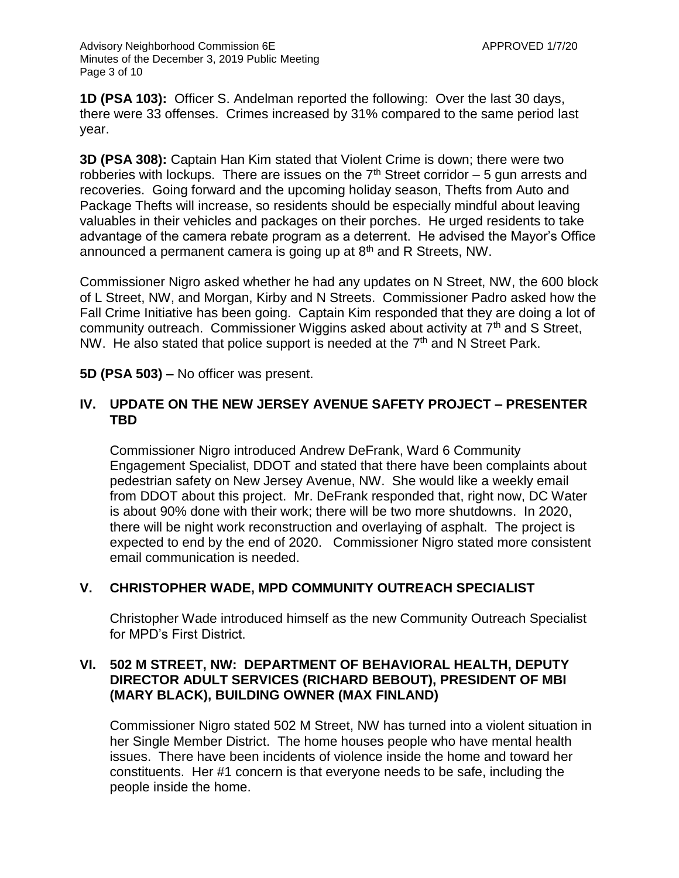**1D (PSA 103):** Officer S. Andelman reported the following: Over the last 30 days, there were 33 offenses. Crimes increased by 31% compared to the same period last year.

**3D (PSA 308):** Captain Han Kim stated that Violent Crime is down; there were two robberies with lockups. There are issues on the 7th Street corridor – 5 gun arrests and recoveries. Going forward and the upcoming holiday season, Thefts from Auto and Package Thefts will increase, so residents should be especially mindful about leaving valuables in their vehicles and packages on their porches. He urged residents to take advantage of the camera rebate program as a deterrent. He advised the Mayor's Office announced a permanent camera is going up at 8th and R Streets, NW.

Commissioner Nigro asked whether he had any updates on N Street, NW, the 600 block of L Street, NW, and Morgan, Kirby and N Streets. Commissioner Padro asked how the Fall Crime Initiative has been going. Captain Kim responded that they are doing a lot of community outreach. Commissioner Wiggins asked about activity at 7th and S Street, NW. He also stated that police support is needed at the 7th and N Street Park.

**5D (PSA 503) –** No officer was present.

## IV. UPDATE ON THE NEW JERSEY AVENUE SAFETY PROJECT – PRESENTER TBD

Commissioner Nigro introduced Andrew DeFrank, Ward 6 Community Engagement Specialist, DDOT and stated that there have been complaints about pedestrian safety on New Jersey Avenue, NW. She would like a weekly email from DDOT about this project. Mr. DeFrank responded that, right now, DC Water is about 90% done with their work; there will be two more shutdowns. In 2020, there will be night work reconstruction and overlaying of asphalt. The project is expected to end by the end of 2020. Commissioner Nigro stated more consistent email communication is needed.

## V. CHRISTOPHER WADE, MPD COMMUNITY OUTREACH SPECIALIST

Christopher Wade introduced himself as the new Community Outreach Specialist for MPD's First District.

## VI. 502 M STREET, NW: DEPARTMENT OF BEHAVIORAL HEALTH, DEPUTY DIRECTOR ADULT SERVICES (RICHARD BEBOUT), PRESIDENT OF MBI (MARY BLACK), BUILDING OWNER (MAX FINLAND)

Commissioner Nigro stated 502 M Street, NW has turned into a violent situation in her Single Member District. The home houses people who have mental health issues. There have been incidents of violence inside the home and toward her constituents. Her #1 concern is that everyone needs to be safe, including the people inside the home.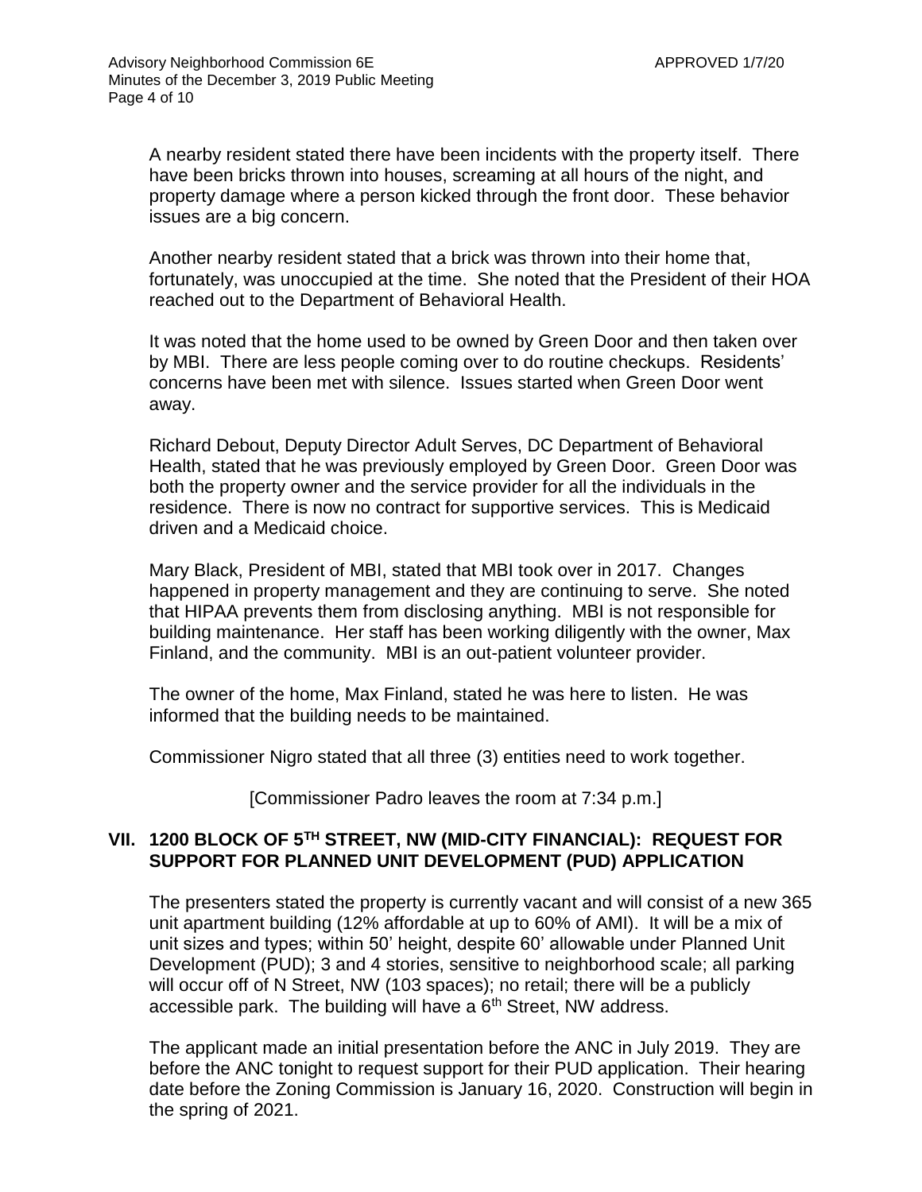A nearby resident stated there have been incidents with the property itself. There have been bricks thrown into houses, screaming at all hours of the night, and property damage where a person kicked through the front door. These behavior issues are a big concern.

Another nearby resident stated that a brick was thrown into their home that, fortunately, was unoccupied at the time. She noted that the President of their HOA reached out to the Department of Behavioral Health.

It was noted that the home used to be owned by Green Door and then taken over by MBI. There are less people coming over to do routine checkups. Residents' concerns have been met with silence. Issues started when Green Door went away.

Richard Debout, Deputy Director Adult Serves, DC Department of Behavioral Health, stated that he was previously employed by Green Door. Green Door was both the property owner and the service provider for all the individuals in the residence. There is now no contract for supportive services. This is Medicaid driven and a Medicaid choice.

Mary Black, President of MBI, stated that MBI took over in 2017. Changes happened in property management and they are continuing to serve. She noted that HIPAA prevents them from disclosing anything. MBI is not responsible for building maintenance. Her staff has been working diligently with the owner, Max Finland, and the community. MBI is an out-patient volunteer provider.

The owner of the home, Max Finland, stated he was here to listen. He was informed that the building needs to be maintained.

Commissioner Nigro stated that all three (3) entities need to work together.

[Commissioner Padro leaves the room at 7:34 p.m.]

## VII. 1200 BLOCK OF 5TH STREET, NW (MID-CITY FINANCIAL): REQUEST FOR SUPPORT FOR PLANNED UNIT DEVELOPMENT (PUD) APPLICATION

The presenters stated the property is currently vacant and will consist of a new 365 unit apartment building (12% affordable at up to 60% of AMI). It will be a mix of unit sizes and types; within 50' height, despite 60' allowable under Planned Unit Development (PUD); 3 and 4 stories, sensitive to neighborhood scale; all parking will occur off of N Street, NW (103 spaces); no retail; there will be a publicly accessible park. The building will have a 6th Street, NW address.

The applicant made an initial presentation before the ANC in July 2019. They are before the ANC tonight to request support for their PUD application. Their hearing date before the Zoning Commission is January 16, 2020. Construction will begin in the spring of 2021.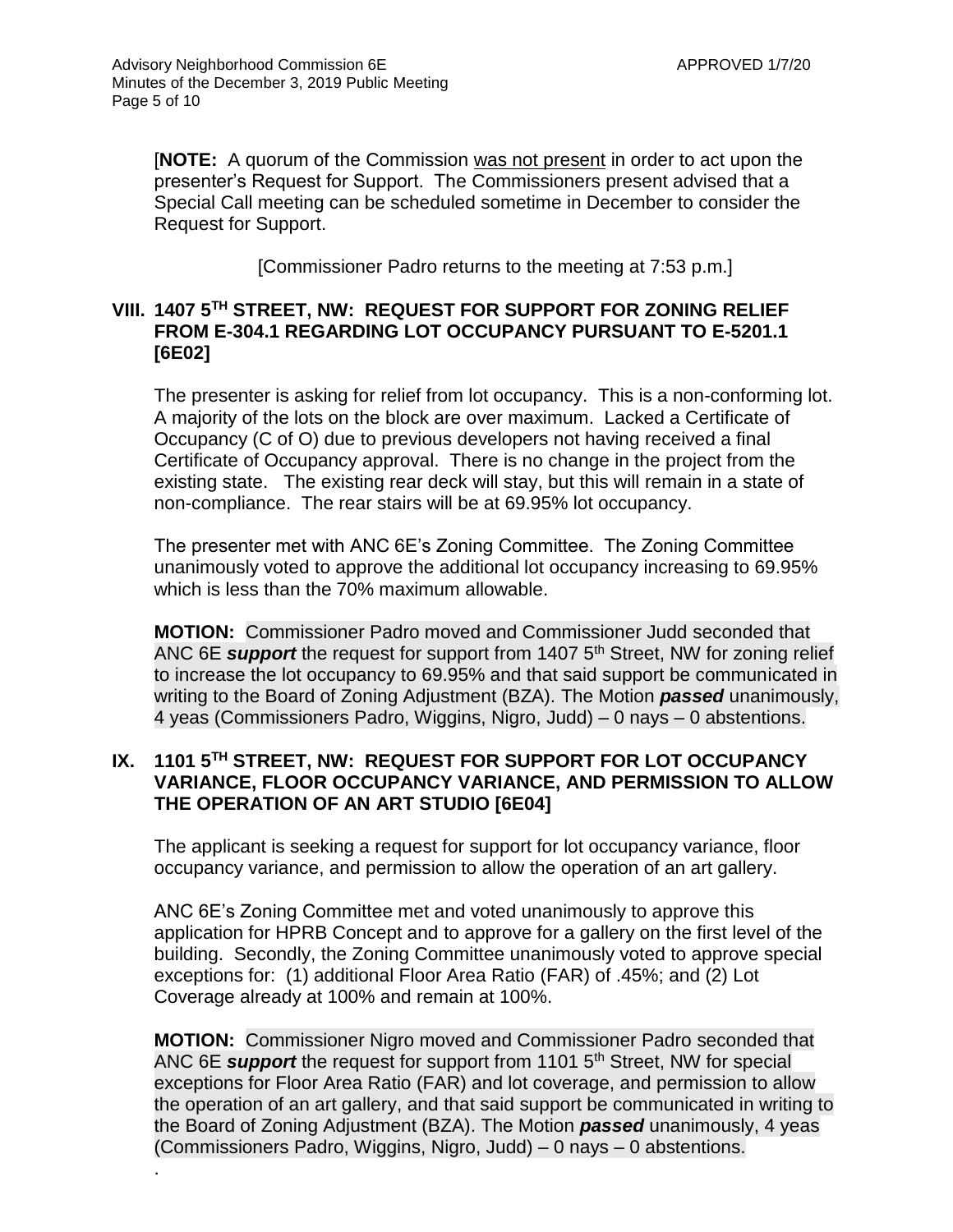[**NOTE:** A quorum of the Commission was not present in order to act upon the presenter's Request for Support. The Commissioners present advised that a Special Call meeting can be scheduled sometime in December to consider the Request for Support.

[Commissioner Padro returns to the meeting at 7:53 p.m.]

## VIII. 1407 5TH STREET, NW: REQUEST FOR SUPPORT FOR ZONING RELIEF FROM E-304.1 REGARDING LOT OCCUPANCY PURSUANT TO E-5201.1 [6E02]

The presenter is asking for relief from lot occupancy. This is a non-conforming lot. A majority of the lots on the block are over maximum. Lacked a Certificate of Occupancy (C of O) due to previous developers not having received a final Certificate of Occupancy approval. There is no change in the project from the existing state. The existing rear deck will stay, but this will remain in a state of non-compliance. The rear stairs will be at 69.95% lot occupancy.

The presenter met with ANC 6E's Zoning Committee. The Zoning Committee unanimously voted to approve the additional lot occupancy increasing to 69.95% which is less than the 70% maximum allowable.

**MOTION:** Commissioner Padro moved and Commissioner Judd seconded that ANC 6E ***support*** the request for support from 1407 5th Street, NW for zoning relief to increase the lot occupancy to 69.95% and that said support be communicated in writing to the Board of Zoning Adjustment (BZA). The Motion ***passed*** unanimously, 4 yeas (Commissioners Padro, Wiggins, Nigro, Judd) – 0 nays – 0 abstentions.

## IX. 1101 5TH STREET, NW: REQUEST FOR SUPPORT FOR LOT OCCUPANCY VARIANCE, FLOOR OCCUPANCY VARIANCE, AND PERMISSION TO ALLOW THE OPERATION OF AN ART STUDIO [6E04]

The applicant is seeking a request for support for lot occupancy variance, floor occupancy variance, and permission to allow the operation of an art gallery.

ANC 6E's Zoning Committee met and voted unanimously to approve this application for HPRB Concept and to approve for a gallery on the first level of the building. Secondly, the Zoning Committee unanimously voted to approve special exceptions for: (1) additional Floor Area Ratio (FAR) of .45%; and (2) Lot Coverage already at 100% and remain at 100%.

**MOTION:** Commissioner Nigro moved and Commissioner Padro seconded that ANC 6E ***support*** the request for support from 1101 5th Street, NW for special exceptions for Floor Area Ratio (FAR) and lot coverage, and permission to allow the operation of an art gallery, and that said support be communicated in writing to the Board of Zoning Adjustment (BZA). The Motion ***passed*** unanimously, 4 yeas (Commissioners Padro, Wiggins, Nigro, Judd) – 0 nays – 0 abstentions.

.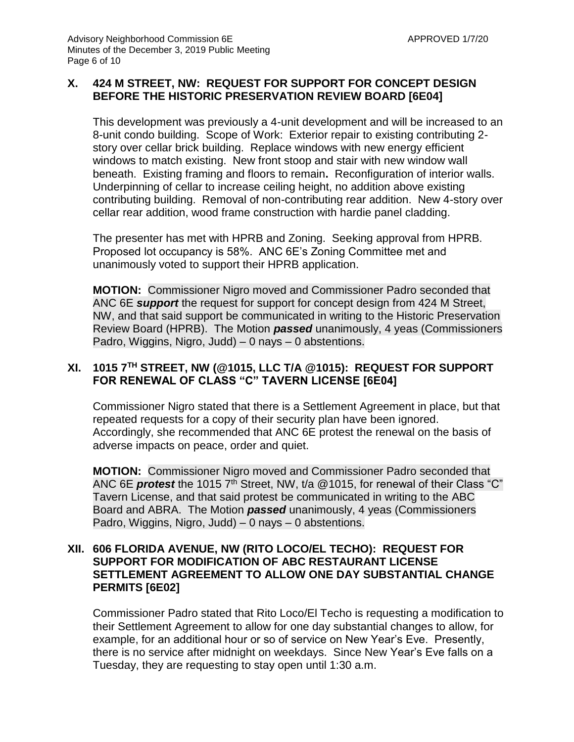### X. 424 M STREET, NW: REQUEST FOR SUPPORT FOR CONCEPT DESIGN BEFORE THE HISTORIC PRESERVATION REVIEW BOARD [6E04]

This development was previously a 4-unit development and will be increased to an 8-unit condo building. Scope of Work: Exterior repair to existing contributing 2-story over cellar brick building. Replace windows with new energy efficient windows to match existing. New front stoop and stair with new window wall beneath. Existing framing and floors to remain**.** Reconfiguration of interior walls. Underpinning of cellar to increase ceiling height, no addition above existing contributing building. Removal of non-contributing rear addition. New 4-story over cellar rear addition, wood frame construction with hardie panel cladding.

The presenter has met with HPRB and Zoning. Seeking approval from HPRB. Proposed lot occupancy is 58%. ANC 6E's Zoning Committee met and unanimously voted to support their HPRB application.

**MOTION:** Commissioner Nigro moved and Commissioner Padro seconded that ANC 6E ***support*** the request for support for concept design from 424 M Street, NW, and that said support be communicated in writing to the Historic Preservation Review Board (HPRB). The Motion ***passed*** unanimously, 4 yeas (Commissioners Padro, Wiggins, Nigro, Judd) – 0 nays – 0 abstentions.

### XI. 1015 7TH STREET, NW (@1015, LLC T/A @1015): REQUEST FOR SUPPORT FOR RENEWAL OF CLASS "C" TAVERN LICENSE [6E04]

Commissioner Nigro stated that there is a Settlement Agreement in place, but that repeated requests for a copy of their security plan have been ignored. Accordingly, she recommended that ANC 6E protest the renewal on the basis of adverse impacts on peace, order and quiet.

**MOTION:** Commissioner Nigro moved and Commissioner Padro seconded that ANC 6E ***protest*** the 1015 7th Street, NW, t/a @1015, for renewal of their Class "C" Tavern License, and that said protest be communicated in writing to the ABC Board and ABRA. The Motion ***passed*** unanimously, 4 yeas (Commissioners Padro, Wiggins, Nigro, Judd) – 0 nays – 0 abstentions.

### XII. 606 FLORIDA AVENUE, NW (RITO LOCO/EL TECHO): REQUEST FOR SUPPORT FOR MODIFICATION OF ABC RESTAURANT LICENSE SETTLEMENT AGREEMENT TO ALLOW ONE DAY SUBSTANTIAL CHANGE PERMITS [6E02]

Commissioner Padro stated that Rito Loco/El Techo is requesting a modification to their Settlement Agreement to allow for one day substantial changes to allow, for example, for an additional hour or so of service on New Year's Eve. Presently, there is no service after midnight on weekdays. Since New Year's Eve falls on a Tuesday, they are requesting to stay open until 1:30 a.m.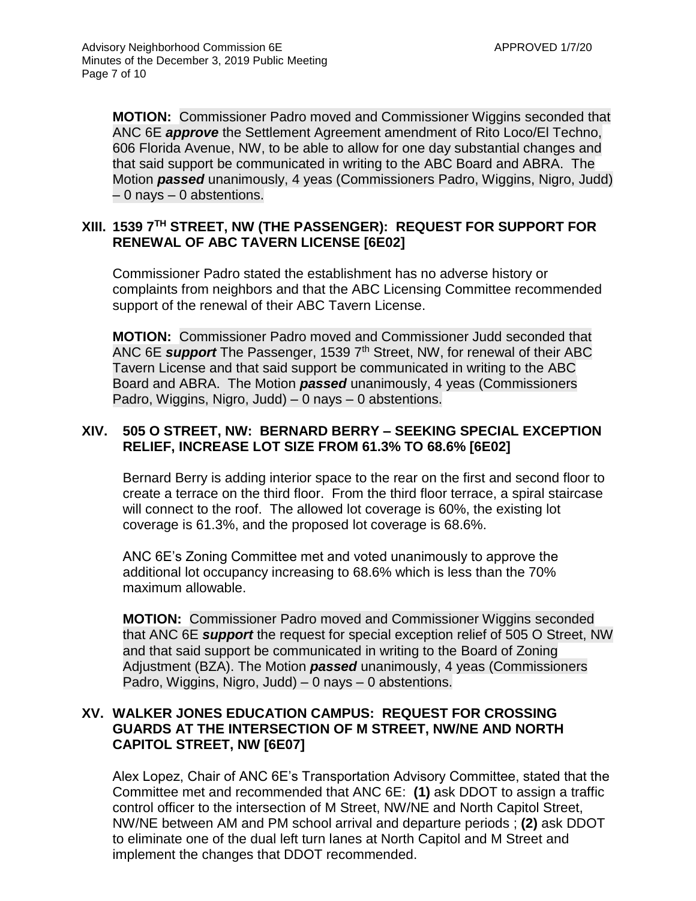**MOTION:** Commissioner Padro moved and Commissioner Wiggins seconded that ANC 6E ***approve*** the Settlement Agreement amendment of Rito Loco/El Techno, 606 Florida Avenue, NW, to be able to allow for one day substantial changes and that said support be communicated in writing to the ABC Board and ABRA. The Motion ***passed*** unanimously, 4 yeas (Commissioners Padro, Wiggins, Nigro, Judd) – 0 nays – 0 abstentions.

## XIII. 1539 7TH STREET, NW (THE PASSENGER): REQUEST FOR SUPPORT FOR RENEWAL OF ABC TAVERN LICENSE [6E02]

Commissioner Padro stated the establishment has no adverse history or complaints from neighbors and that the ABC Licensing Committee recommended support of the renewal of their ABC Tavern License.

**MOTION:** Commissioner Padro moved and Commissioner Judd seconded that ANC 6E ***support*** The Passenger, 1539 7th Street, NW, for renewal of their ABC Tavern License and that said support be communicated in writing to the ABC Board and ABRA. The Motion ***passed*** unanimously, 4 yeas (Commissioners Padro, Wiggins, Nigro, Judd) – 0 nays – 0 abstentions.

## XIV. 505 O STREET, NW: BERNARD BERRY – SEEKING SPECIAL EXCEPTION RELIEF, INCREASE LOT SIZE FROM 61.3% TO 68.6% [6E02]

Bernard Berry is adding interior space to the rear on the first and second floor to create a terrace on the third floor. From the third floor terrace, a spiral staircase will connect to the roof. The allowed lot coverage is 60%, the existing lot coverage is 61.3%, and the proposed lot coverage is 68.6%.

ANC 6E's Zoning Committee met and voted unanimously to approve the additional lot occupancy increasing to 68.6% which is less than the 70% maximum allowable.

**MOTION:** Commissioner Padro moved and Commissioner Wiggins seconded that ANC 6E ***support*** the request for special exception relief of 505 O Street, NW and that said support be communicated in writing to the Board of Zoning Adjustment (BZA). The Motion ***passed*** unanimously, 4 yeas (Commissioners Padro, Wiggins, Nigro, Judd) – 0 nays – 0 abstentions.

## XV. WALKER JONES EDUCATION CAMPUS: REQUEST FOR CROSSING GUARDS AT THE INTERSECTION OF M STREET, NW/NE AND NORTH CAPITOL STREET, NW [6E07]

Alex Lopez, Chair of ANC 6E's Transportation Advisory Committee, stated that the Committee met and recommended that ANC 6E: **(1)** ask DDOT to assign a traffic control officer to the intersection of M Street, NW/NE and North Capitol Street, NW/NE between AM and PM school arrival and departure periods ; **(2)** ask DDOT to eliminate one of the dual left turn lanes at North Capitol and M Street and implement the changes that DDOT recommended.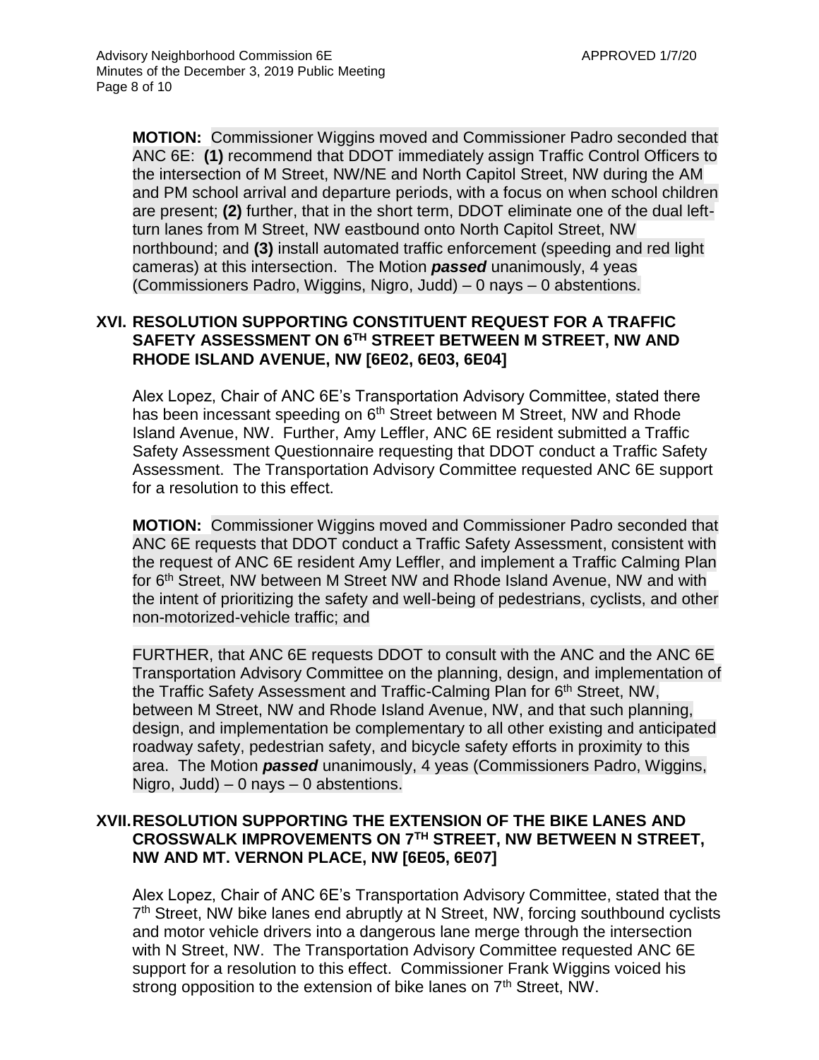**MOTION:** Commissioner Wiggins moved and Commissioner Padro seconded that ANC 6E: **(1)** recommend that DDOT immediately assign Traffic Control Officers to the intersection of M Street, NW/NE and North Capitol Street, NW during the AM and PM school arrival and departure periods, with a focus on when school children are present; **(2)** further, that in the short term, DDOT eliminate one of the dual left-turn lanes from M Street, NW eastbound onto North Capitol Street, NW northbound; and **(3)** install automated traffic enforcement (speeding and red light cameras) at this intersection. The Motion ***passed*** unanimously, 4 yeas (Commissioners Padro, Wiggins, Nigro, Judd) – 0 nays – 0 abstentions.

## XVI. RESOLUTION SUPPORTING CONSTITUENT REQUEST FOR A TRAFFIC SAFETY ASSESSMENT ON 6TH STREET BETWEEN M STREET, NW AND RHODE ISLAND AVENUE, NW [6E02, 6E03, 6E04]

Alex Lopez, Chair of ANC 6E's Transportation Advisory Committee, stated there has been incessant speeding on 6th Street between M Street, NW and Rhode Island Avenue, NW. Further, Amy Leffler, ANC 6E resident submitted a Traffic Safety Assessment Questionnaire requesting that DDOT conduct a Traffic Safety Assessment. The Transportation Advisory Committee requested ANC 6E support for a resolution to this effect.

**MOTION:** Commissioner Wiggins moved and Commissioner Padro seconded that ANC 6E requests that DDOT conduct a Traffic Safety Assessment, consistent with the request of ANC 6E resident Amy Leffler, and implement a Traffic Calming Plan for 6th Street, NW between M Street NW and Rhode Island Avenue, NW and with the intent of prioritizing the safety and well-being of pedestrians, cyclists, and other non-motorized-vehicle traffic; and

FURTHER, that ANC 6E requests DDOT to consult with the ANC and the ANC 6E Transportation Advisory Committee on the planning, design, and implementation of the Traffic Safety Assessment and Traffic-Calming Plan for 6th Street, NW, between M Street, NW and Rhode Island Avenue, NW, and that such planning, design, and implementation be complementary to all other existing and anticipated roadway safety, pedestrian safety, and bicycle safety efforts in proximity to this area. The Motion ***passed*** unanimously, 4 yeas (Commissioners Padro, Wiggins, Nigro, Judd) – 0 nays – 0 abstentions.

## XVII. RESOLUTION SUPPORTING THE EXTENSION OF THE BIKE LANES AND CROSSWALK IMPROVEMENTS ON 7TH STREET, NW BETWEEN N STREET, NW AND MT. VERNON PLACE, NW [6E05, 6E07]

Alex Lopez, Chair of ANC 6E's Transportation Advisory Committee, stated that the 7th Street, NW bike lanes end abruptly at N Street, NW, forcing southbound cyclists and motor vehicle drivers into a dangerous lane merge through the intersection with N Street, NW. The Transportation Advisory Committee requested ANC 6E support for a resolution to this effect. Commissioner Frank Wiggins voiced his strong opposition to the extension of bike lanes on 7th Street, NW.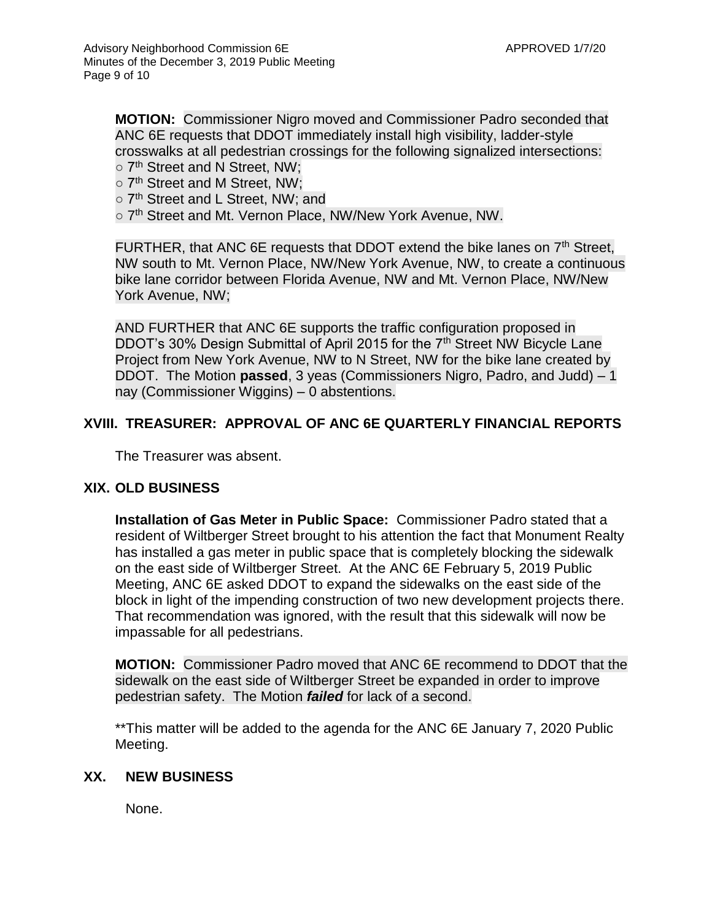**MOTION:** Commissioner Nigro moved and Commissioner Padro seconded that ANC 6E requests that DDOT immediately install high visibility, ladder-style crosswalks at all pedestrian crossings for the following signalized intersections:

- 7th Street and N Street, NW;
- 7th Street and M Street, NW;
- 7th Street and L Street, NW; and
- 7th Street and Mt. Vernon Place, NW/New York Avenue, NW.

FURTHER, that ANC 6E requests that DDOT extend the bike lanes on 7th Street, NW south to Mt. Vernon Place, NW/New York Avenue, NW, to create a continuous bike lane corridor between Florida Avenue, NW and Mt. Vernon Place, NW/New York Avenue, NW;

AND FURTHER that ANC 6E supports the traffic configuration proposed in DDOT's 30% Design Submittal of April 2015 for the 7th Street NW Bicycle Lane Project from New York Avenue, NW to N Street, NW for the bike lane created by DDOT. The Motion **passed**, 3 yeas (Commissioners Nigro, Padro, and Judd) – 1 nay (Commissioner Wiggins) – 0 abstentions.

## XVIII. TREASURER: APPROVAL OF ANC 6E QUARTERLY FINANCIAL REPORTS

The Treasurer was absent.

## XIX. OLD BUSINESS

**Installation of Gas Meter in Public Space:** Commissioner Padro stated that a resident of Wiltberger Street brought to his attention the fact that Monument Realty has installed a gas meter in public space that is completely blocking the sidewalk on the east side of Wiltberger Street. At the ANC 6E February 5, 2019 Public Meeting, ANC 6E asked DDOT to expand the sidewalks on the east side of the block in light of the impending construction of two new development projects there. That recommendation was ignored, with the result that this sidewalk will now be impassable for all pedestrians.

**MOTION:** Commissioner Padro moved that ANC 6E recommend to DDOT that the sidewalk on the east side of Wiltberger Street be expanded in order to improve pedestrian safety. The Motion ***failed*** for lack of a second.

**This matter will be added to the agenda for the ANC 6E January 7, 2020 Public Meeting.

## XX. NEW BUSINESS

None.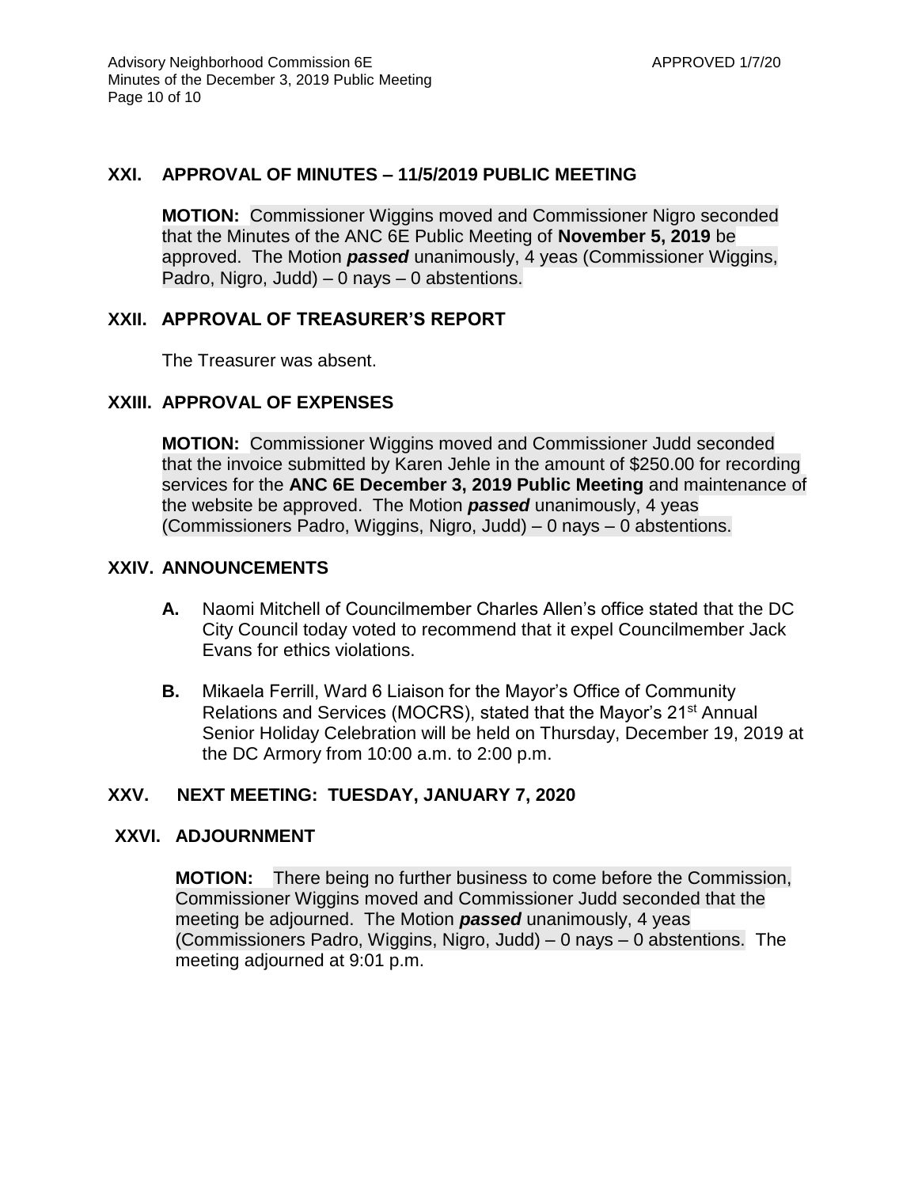## XXI. APPROVAL OF MINUTES – 11/5/2019 PUBLIC MEETING

**MOTION:** Commissioner Wiggins moved and Commissioner Nigro seconded that the Minutes of the ANC 6E Public Meeting of **November 5, 2019** be approved. The Motion ***passed*** unanimously, 4 yeas (Commissioner Wiggins, Padro, Nigro, Judd) – 0 nays – 0 abstentions.

## XXII. APPROVAL OF TREASURER'S REPORT

The Treasurer was absent.

## XXIII. APPROVAL OF EXPENSES

**MOTION:** Commissioner Wiggins moved and Commissioner Judd seconded that the invoice submitted by Karen Jehle in the amount of $250.00 for recording services for the **ANC 6E December 3, 2019 Public Meeting** and maintenance of the website be approved. The Motion ***passed*** unanimously, 4 yeas (Commissioners Padro, Wiggins, Nigro, Judd) – 0 nays – 0 abstentions.

## XXIV. ANNOUNCEMENTS

**A.** Naomi Mitchell of Councilmember Charles Allen's office stated that the DC City Council today voted to recommend that it expel Councilmember Jack Evans for ethics violations.

**B.** Mikaela Ferrill, Ward 6 Liaison for the Mayor's Office of Community Relations and Services (MOCRS), stated that the Mayor's 21st Annual Senior Holiday Celebration will be held on Thursday, December 19, 2019 at the DC Armory from 10:00 a.m. to 2:00 p.m.

## XXV. NEXT MEETING: TUESDAY, JANUARY 7, 2020

## XXVI. ADJOURNMENT

**MOTION:** There being no further business to come before the Commission, Commissioner Wiggins moved and Commissioner Judd seconded that the meeting be adjourned. The Motion ***passed*** unanimously, 4 yeas (Commissioners Padro, Wiggins, Nigro, Judd) – 0 nays – 0 abstentions. The meeting adjourned at 9:01 p.m.